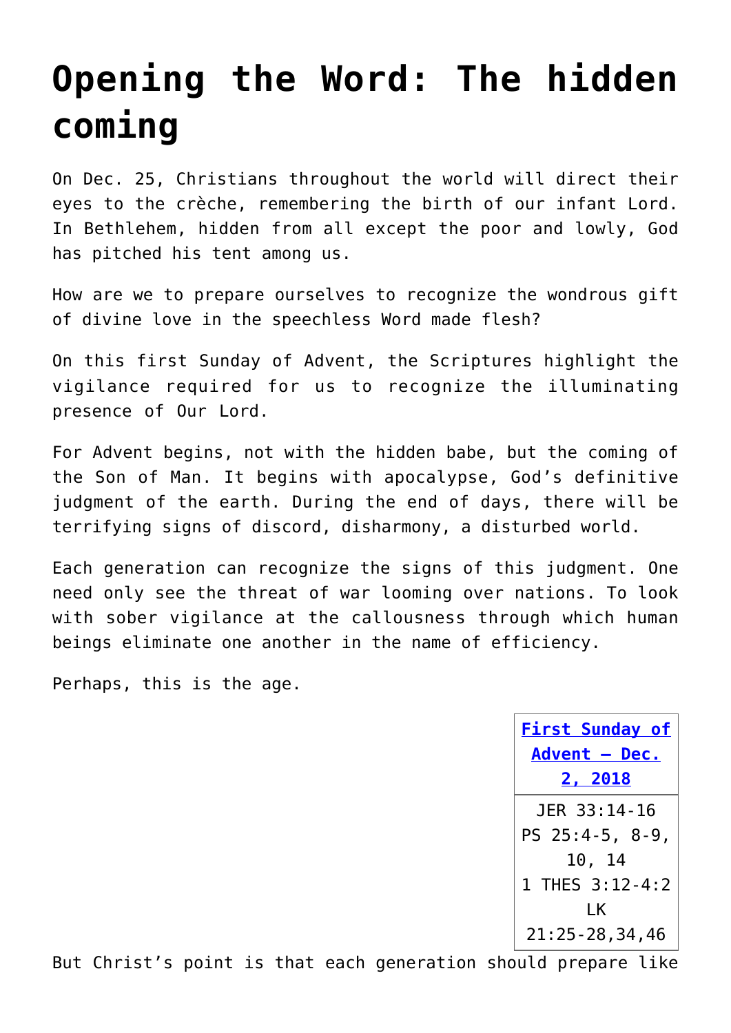# Opening the Word: The hidden coming

On Dec. 25, Christians throughout the world will direct their eyes to the crèche, remembering the birth of our infant Lord. In Bethlehem, hidden from all except the poor and lowly, God has pitched his tent among us.

How are we to prepare ourselves to recognize the wondrous gift of divine love in the speechless Word made flesh?

On this first Sunday of Advent, the Scriptures highlight the vigilance required for us to recognize the illuminating presence of Our Lord.

For Advent begins, not with the hidden babe, but the coming of the Son of Man. It begins with apocalypse, God's definitive judgment of the earth. During the end of days, there will be terrifying signs of discord, disharmony, a disturbed world.

Each generation can recognize the signs of this judgment. One need only see the threat of war looming over nations. To look with sober vigilance at the callousness through which human beings eliminate one another in the name of efficiency.

Perhaps, this is the age.

| First Sunday of Advent – Dec. 2, 2018 |
| --- |
| JER 33:14-16<br>PS 25:4-5, 8-9, 10, 14<br>1 THES 3:12-4:2<br>LK 21:25-28,34,46 |

But Christ's point is that each generation should prepare like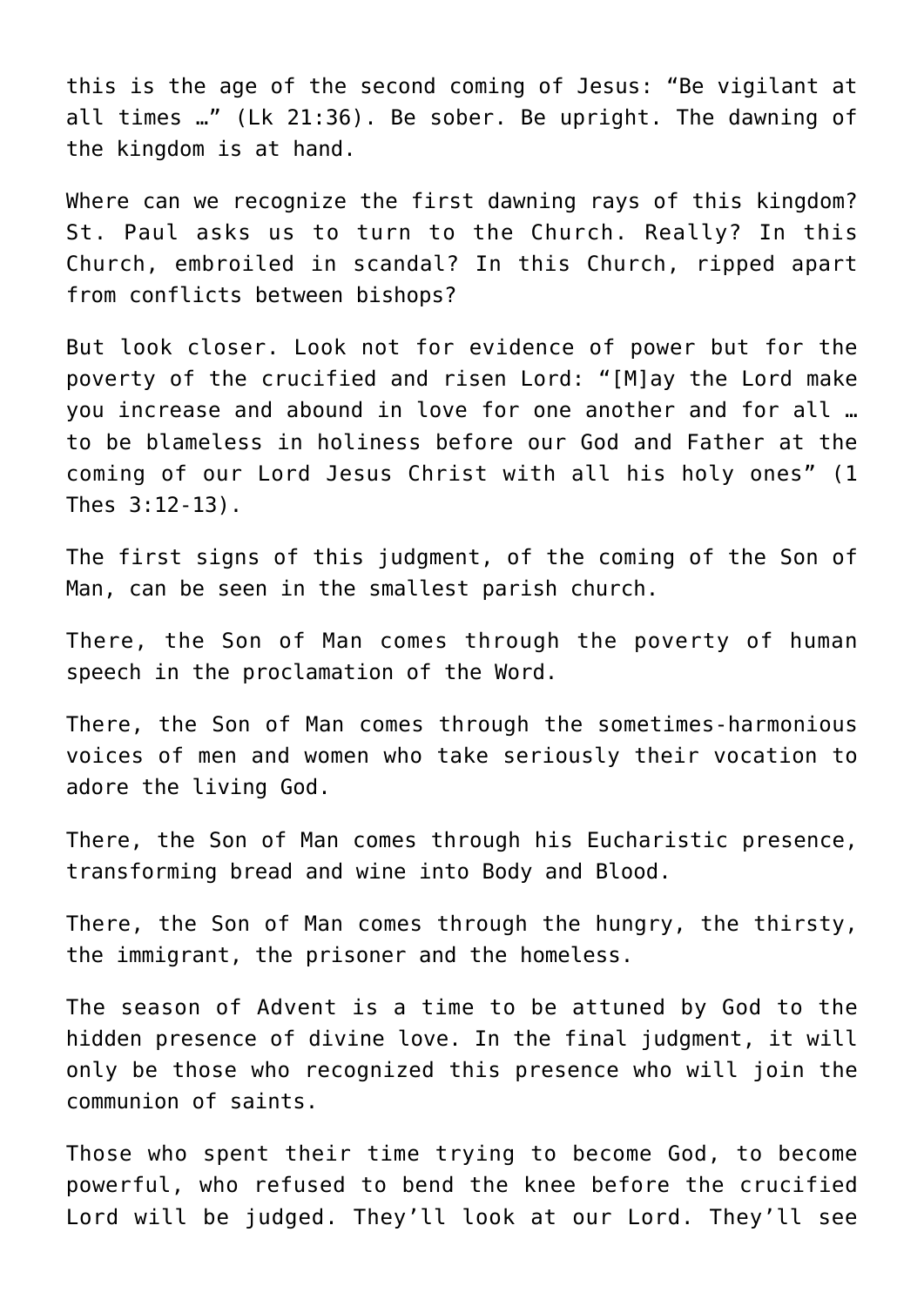this is the age of the second coming of Jesus: "Be vigilant at all times …" (Lk 21:36). Be sober. Be upright. The dawning of the kingdom is at hand.

Where can we recognize the first dawning rays of this kingdom? St. Paul asks us to turn to the Church. Really? In this Church, embroiled in scandal? In this Church, ripped apart from conflicts between bishops?

But look closer. Look not for evidence of power but for the poverty of the crucified and risen Lord: "[M]ay the Lord make you increase and abound in love for one another and for all … to be blameless in holiness before our God and Father at the coming of our Lord Jesus Christ with all his holy ones" (1 Thes 3:12-13).

The first signs of this judgment, of the coming of the Son of Man, can be seen in the smallest parish church.

There, the Son of Man comes through the poverty of human speech in the proclamation of the Word.

There, the Son of Man comes through the sometimes-harmonious voices of men and women who take seriously their vocation to adore the living God.

There, the Son of Man comes through his Eucharistic presence, transforming bread and wine into Body and Blood.

There, the Son of Man comes through the hungry, the thirsty, the immigrant, the prisoner and the homeless.

The season of Advent is a time to be attuned by God to the hidden presence of divine love. In the final judgment, it will only be those who recognized this presence who will join the communion of saints.

Those who spent their time trying to become God, to become powerful, who refused to bend the knee before the crucified Lord will be judged. They'll look at our Lord. They'll see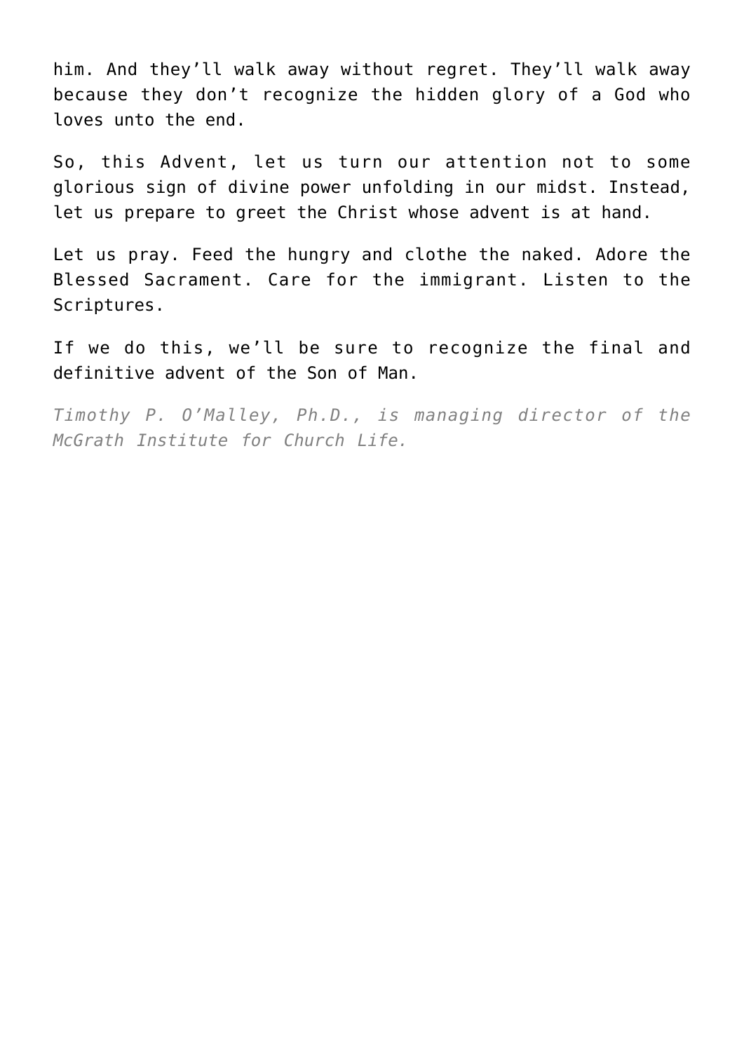him. And they'll walk away without regret. They'll walk away because they don't recognize the hidden glory of a God who loves unto the end.

So, this Advent, let us turn our attention not to some glorious sign of divine power unfolding in our midst. Instead, let us prepare to greet the Christ whose advent is at hand.

Let us pray. Feed the hungry and clothe the naked. Adore the Blessed Sacrament. Care for the immigrant. Listen to the Scriptures.

If we do this, we'll be sure to recognize the final and definitive advent of the Son of Man.

*Timothy P. O'Malley, Ph.D., is managing director of the McGrath Institute for Church Life.*